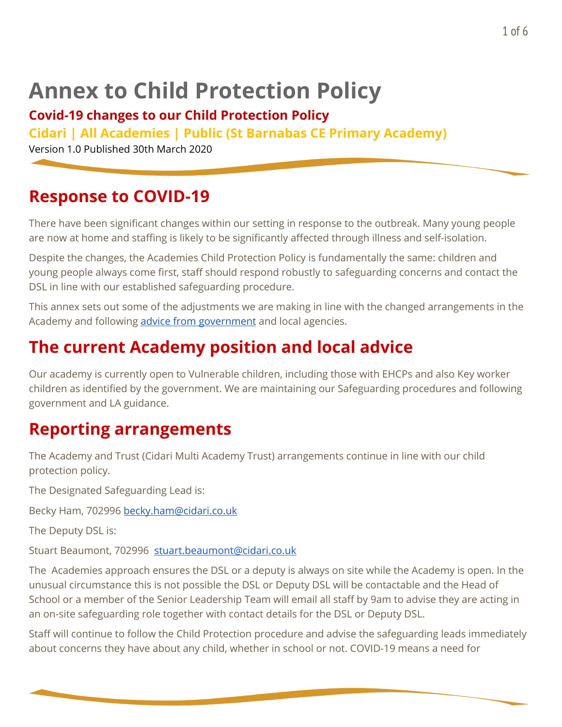# Annex to Child Protection Policy

### Covid-19 changes to our Child Protection Policy

### Cidari | All Academies | Public (St Barnabas CE Primary Academy)

Version 1.0 Published 30th March 2020

## Response to COVID-19

There have been significant changes within our setting in response to the outbreak. Many young people are now at home and staffing is likely to be significantly affected through illness and self-isolation.

Despite the changes, the Academies Child Protection Policy is fundamentally the same: children and young people always come first, staff should respond robustly to safeguarding concerns and contact the DSL in line with our established safeguarding procedure.

This annex sets out some of the adjustments we are making in line with the changed arrangements in the Academy and following advice from government and local agencies.

## The current Academy position and local advice

Our academy is currently open to Vulnerable children, including those with EHCPs and also Key worker children as identified by the government. We are maintaining our Safeguarding procedures and following government and LA guidance.

## Reporting arrangements

The Academy and Trust (Cidari Multi Academy Trust) arrangements continue in line with our child protection policy.

The Designated Safeguarding Lead is:

Becky Ham, 702996 becky.ham@cidari.co.uk

The Deputy DSL is:

Stuart Beaumont, 702996 stuart.beaumont@cidari.co.uk

The Academies approach ensures the DSL or a deputy is always on site while the Academy is open. In the unusual circumstance this is not possible the DSL or Deputy DSL will be contactable and the Head of School or a member of the Senior Leadership Team will email all staff by 9am to advise they are acting in an on-site safeguarding role together with contact details for the DSL or Deputy DSL.

Staff will continue to follow the Child Protection procedure and advise the safeguarding leads immediately about concerns they have about any child, whether in school or not. COVID-19 means a need for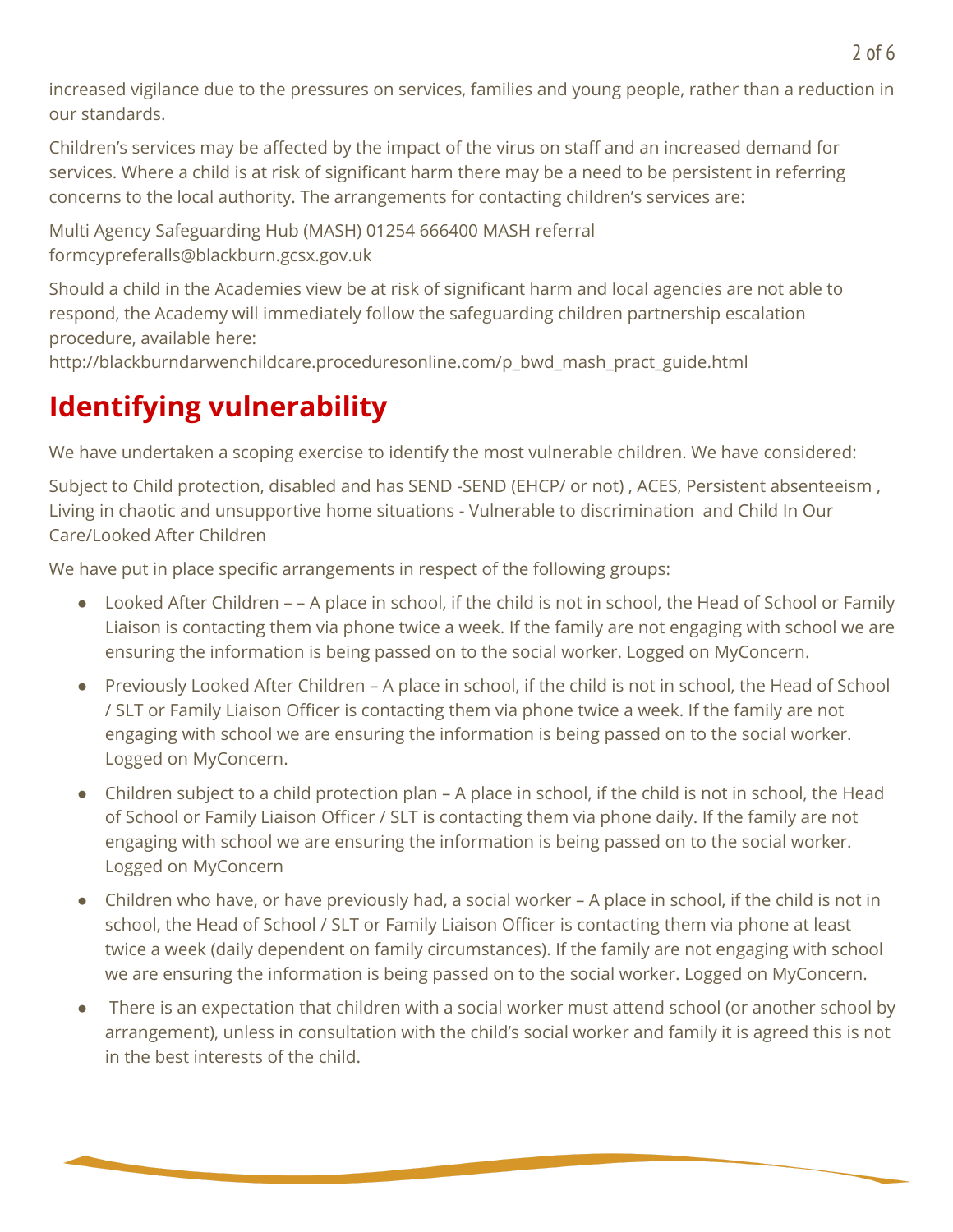increased vigilance due to the pressures on services, families and young people, rather than a reduction in our standards.

Children's services may be affected by the impact of the virus on staff and an increased demand for services. Where a child is at risk of significant harm there may be a need to be persistent in referring concerns to the local authority. The arrangements for contacting children's services are:

Multi Agency Safeguarding Hub (MASH) 01254 666400 MASH referral formcypreferalls@blackburn.gcsx.gov.uk

Should a child in the Academies view be at risk of significant harm and local agencies are not able to respond, the Academy will immediately follow the safeguarding children partnership escalation procedure, available here:
http://blackburndarwenchildcare.proceduresonline.com/p_bwd_mash_pract_guide.html

# Identifying vulnerability

We have undertaken a scoping exercise to identify the most vulnerable children. We have considered:

Subject to Child protection, disabled and has SEND -SEND (EHCP/ or not) , ACES, Persistent absenteeism , Living in chaotic and unsupportive home situations - Vulnerable to discrimination  and Child In Our Care/Looked After Children

We have put in place specific arrangements in respect of the following groups:

- Looked After Children – – A place in school, if the child is not in school, the Head of School or Family Liaison is contacting them via phone twice a week. If the family are not engaging with school we are ensuring the information is being passed on to the social worker. Logged on MyConcern.
- Previously Looked After Children – A place in school, if the child is not in school, the Head of School / SLT or Family Liaison Officer is contacting them via phone twice a week. If the family are not engaging with school we are ensuring the information is being passed on to the social worker. Logged on MyConcern.
- Children subject to a child protection plan – A place in school, if the child is not in school, the Head of School or Family Liaison Officer / SLT is contacting them via phone daily. If the family are not engaging with school we are ensuring the information is being passed on to the social worker. Logged on MyConcern
- Children who have, or have previously had, a social worker – A place in school, if the child is not in school, the Head of School / SLT or Family Liaison Officer is contacting them via phone at least twice a week (daily dependent on family circumstances). If the family are not engaging with school we are ensuring the information is being passed on to the social worker. Logged on MyConcern.
- There is an expectation that children with a social worker must attend school (or another school by arrangement), unless in consultation with the child's social worker and family it is agreed this is not in the best interests of the child.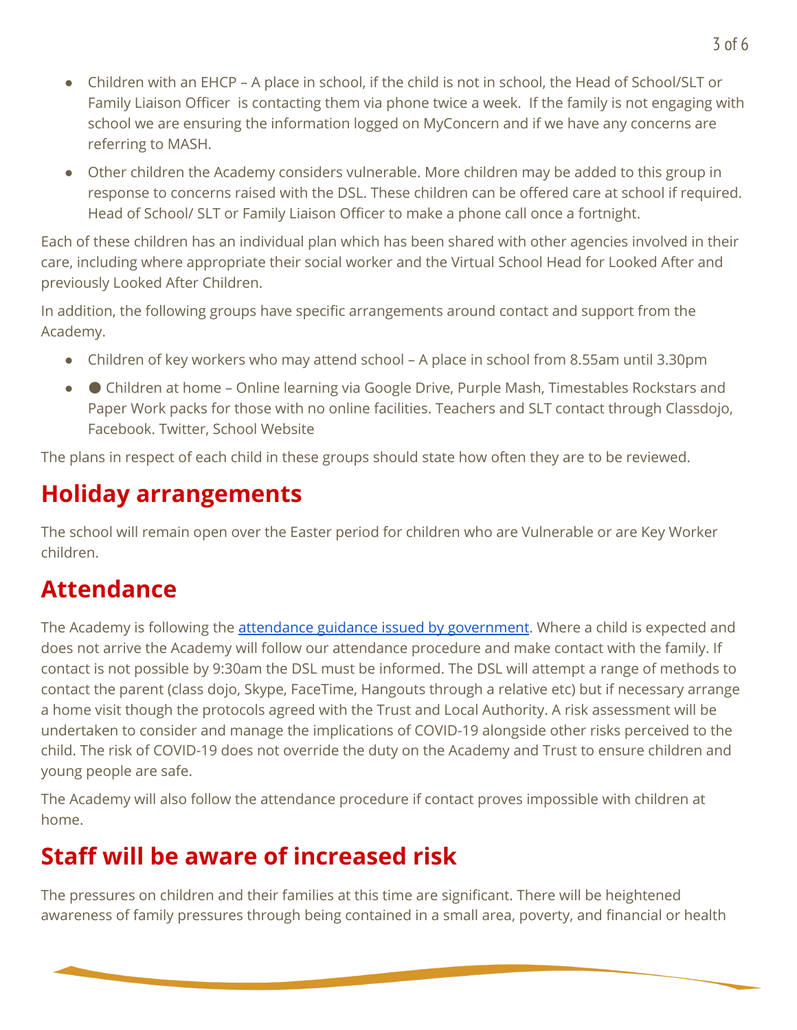- Children with an EHCP – A place in school, if the child is not in school, the Head of School/SLT or Family Liaison Officer is contacting them via phone twice a week. If the family is not engaging with school we are ensuring the information logged on MyConcern and if we have any concerns are referring to MASH.
- Other children the Academy considers vulnerable. More children may be added to this group in response to concerns raised with the DSL. These children can be offered care at school if required. Head of School/ SLT or Family Liaison Officer to make a phone call once a fortnight.

Each of these children has an individual plan which has been shared with other agencies involved in their care, including where appropriate their social worker and the Virtual School Head for Looked After and previously Looked After Children.

In addition, the following groups have specific arrangements around contact and support from the Academy.

- Children of key workers who may attend school – A place in school from 8.55am until 3.30pm
- ● Children at home – Online learning via Google Drive, Purple Mash, Timestables Rockstars and Paper Work packs for those with no online facilities. Teachers and SLT contact through Classdojo, Facebook. Twitter, School Website

The plans in respect of each child in these groups should state how often they are to be reviewed.

## Holiday arrangements

The school will remain open over the Easter period for children who are Vulnerable or are Key Worker children.

## Attendance

The Academy is following the attendance guidance issued by government. Where a child is expected and does not arrive the Academy will follow our attendance procedure and make contact with the family. If contact is not possible by 9:30am the DSL must be informed. The DSL will attempt a range of methods to contact the parent (class dojo, Skype, FaceTime, Hangouts through a relative etc) but if necessary arrange a home visit though the protocols agreed with the Trust and Local Authority. A risk assessment will be undertaken to consider and manage the implications of COVID-19 alongside other risks perceived to the child. The risk of COVID-19 does not override the duty on the Academy and Trust to ensure children and young people are safe.

The Academy will also follow the attendance procedure if contact proves impossible with children at home.

## Staff will be aware of increased risk

The pressures on children and their families at this time are significant. There will be heightened awareness of family pressures through being contained in a small area, poverty, and financial or health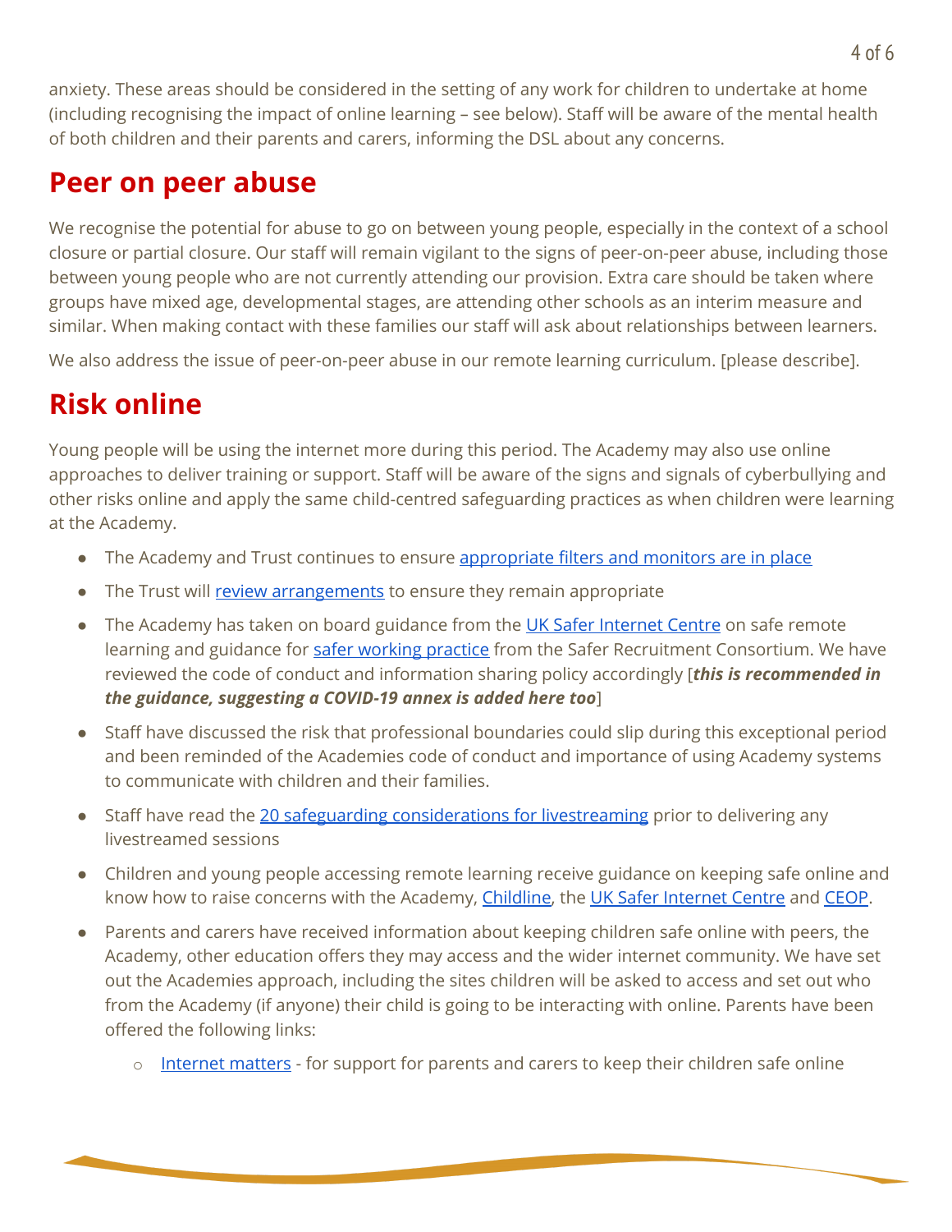anxiety. These areas should be considered in the setting of any work for children to undertake at home (including recognising the impact of online learning – see below). Staff will be aware of the mental health of both children and their parents and carers, informing the DSL about any concerns.

## Peer on peer abuse

We recognise the potential for abuse to go on between young people, especially in the context of a school closure or partial closure. Our staff will remain vigilant to the signs of peer-on-peer abuse, including those between young people who are not currently attending our provision. Extra care should be taken where groups have mixed age, developmental stages, are attending other schools as an interim measure and similar. When making contact with these families our staff will ask about relationships between learners.

We also address the issue of peer-on-peer abuse in our remote learning curriculum. [please describe].

## Risk online

Young people will be using the internet more during this period. The Academy may also use online approaches to deliver training or support. Staff will be aware of the signs and signals of cyberbullying and other risks online and apply the same child-centred safeguarding practices as when children were learning at the Academy.

- The Academy and Trust continues to ensure appropriate filters and monitors are in place
- The Trust will review arrangements to ensure they remain appropriate
- The Academy has taken on board guidance from the UK Safer Internet Centre on safe remote learning and guidance for safer working practice from the Safer Recruitment Consortium. We have reviewed the code of conduct and information sharing policy accordingly [***this is recommended in the guidance, suggesting a COVID-19 annex is added here too***]
- Staff have discussed the risk that professional boundaries could slip during this exceptional period and been reminded of the Academies code of conduct and importance of using Academy systems to communicate with children and their families.
- Staff have read the 20 safeguarding considerations for livestreaming prior to delivering any livestreamed sessions
- Children and young people accessing remote learning receive guidance on keeping safe online and know how to raise concerns with the Academy, Childline, the UK Safer Internet Centre and CEOP.
- Parents and carers have received information about keeping children safe online with peers, the Academy, other education offers they may access and the wider internet community. We have set out the Academies approach, including the sites children will be asked to access and set out who from the Academy (if anyone) their child is going to be interacting with online. Parents have been offered the following links:
  - Internet matters - for support for parents and carers to keep their children safe online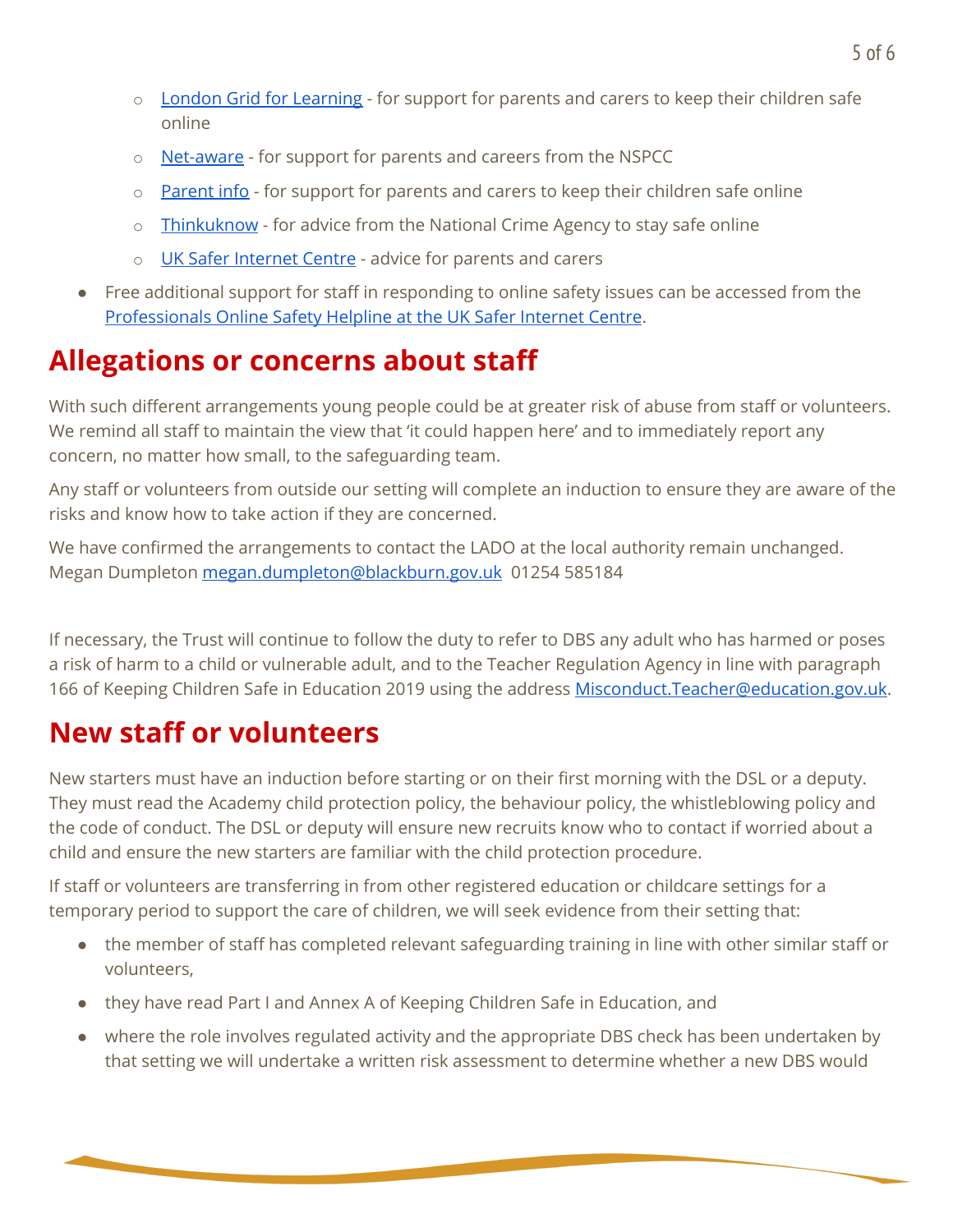- London Grid for Learning - for support for parents and carers to keep their children safe online
  - Net-aware - for support for parents and careers from the NSPCC
  - Parent info - for support for parents and carers to keep their children safe online
  - Thinkuknow - for advice from the National Crime Agency to stay safe online
  - UK Safer Internet Centre - advice for parents and carers
- Free additional support for staff in responding to online safety issues can be accessed from the Professionals Online Safety Helpline at the UK Safer Internet Centre.

## Allegations or concerns about staff

With such different arrangements young people could be at greater risk of abuse from staff or volunteers. We remind all staff to maintain the view that 'it could happen here' and to immediately report any concern, no matter how small, to the safeguarding team.

Any staff or volunteers from outside our setting will complete an induction to ensure they are aware of the risks and know how to take action if they are concerned.

We have confirmed the arrangements to contact the LADO at the local authority remain unchanged. Megan Dumpleton megan.dumpleton@blackburn.gov.uk 01254 585184

If necessary, the Trust will continue to follow the duty to refer to DBS any adult who has harmed or poses a risk of harm to a child or vulnerable adult, and to the Teacher Regulation Agency in line with paragraph 166 of Keeping Children Safe in Education 2019 using the address Misconduct.Teacher@education.gov.uk.

## New staff or volunteers

New starters must have an induction before starting or on their first morning with the DSL or a deputy. They must read the Academy child protection policy, the behaviour policy, the whistleblowing policy and the code of conduct. The DSL or deputy will ensure new recruits know who to contact if worried about a child and ensure the new starters are familiar with the child protection procedure.

If staff or volunteers are transferring in from other registered education or childcare settings for a temporary period to support the care of children, we will seek evidence from their setting that:

- the member of staff has completed relevant safeguarding training in line with other similar staff or volunteers,
- they have read Part I and Annex A of Keeping Children Safe in Education, and
- where the role involves regulated activity and the appropriate DBS check has been undertaken by that setting we will undertake a written risk assessment to determine whether a new DBS would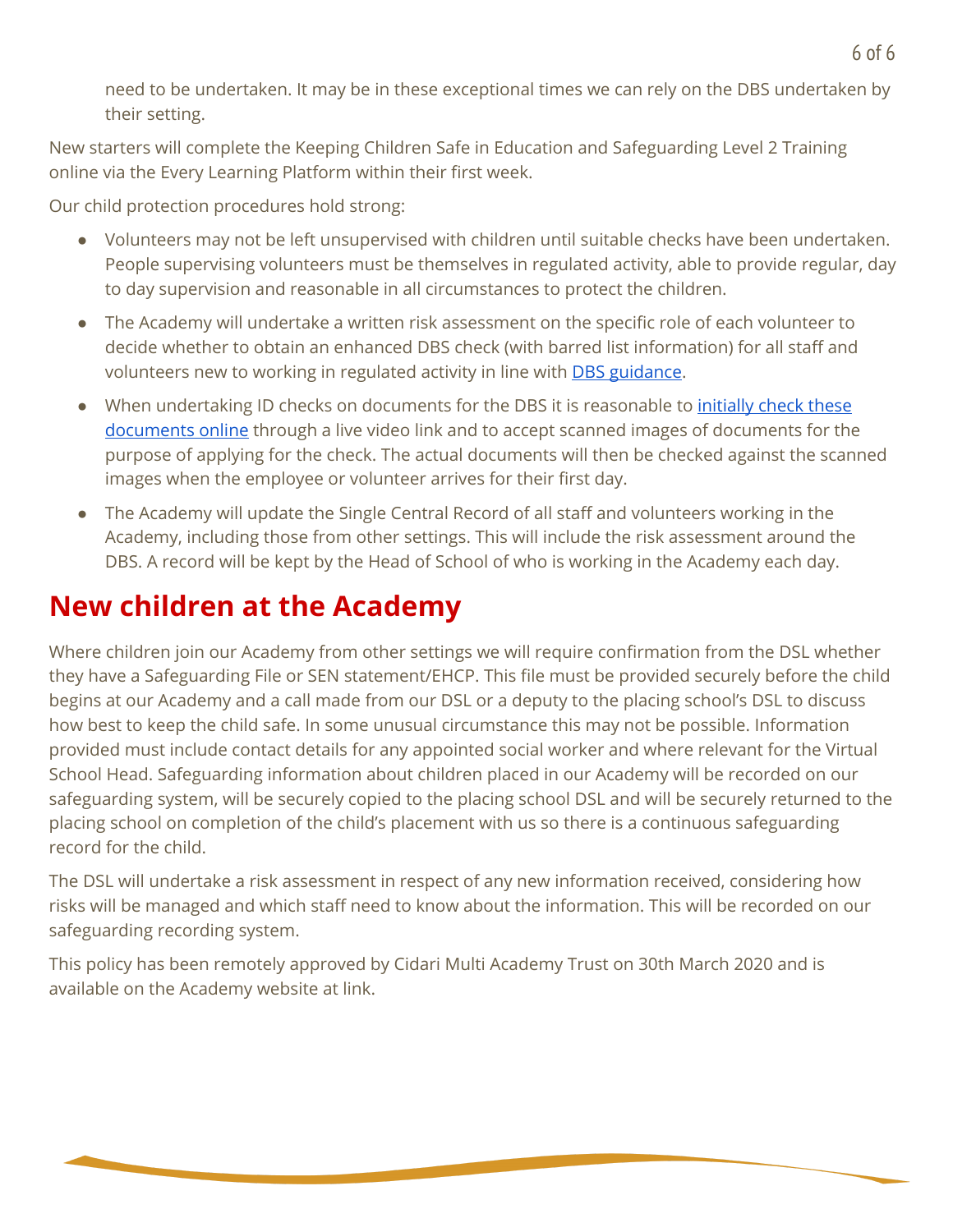need to be undertaken. It may be in these exceptional times we can rely on the DBS undertaken by their setting.

New starters will complete the Keeping Children Safe in Education and Safeguarding Level 2 Training online via the Every Learning Platform within their first week.

Our child protection procedures hold strong:

- Volunteers may not be left unsupervised with children until suitable checks have been undertaken. People supervising volunteers must be themselves in regulated activity, able to provide regular, day to day supervision and reasonable in all circumstances to protect the children.
- The Academy will undertake a written risk assessment on the specific role of each volunteer to decide whether to obtain an enhanced DBS check (with barred list information) for all staff and volunteers new to working in regulated activity in line with DBS guidance.
- When undertaking ID checks on documents for the DBS it is reasonable to initially check these documents online through a live video link and to accept scanned images of documents for the purpose of applying for the check. The actual documents will then be checked against the scanned images when the employee or volunteer arrives for their first day.
- The Academy will update the Single Central Record of all staff and volunteers working in the Academy, including those from other settings. This will include the risk assessment around the DBS. A record will be kept by the Head of School of who is working in the Academy each day.

## New children at the Academy

Where children join our Academy from other settings we will require confirmation from the DSL whether they have a Safeguarding File or SEN statement/EHCP. This file must be provided securely before the child begins at our Academy and a call made from our DSL or a deputy to the placing school's DSL to discuss how best to keep the child safe. In some unusual circumstance this may not be possible. Information provided must include contact details for any appointed social worker and where relevant for the Virtual School Head. Safeguarding information about children placed in our Academy will be recorded on our safeguarding system, will be securely copied to the placing school DSL and will be securely returned to the placing school on completion of the child's placement with us so there is a continuous safeguarding record for the child.

The DSL will undertake a risk assessment in respect of any new information received, considering how risks will be managed and which staff need to know about the information. This will be recorded on our safeguarding recording system.

This policy has been remotely approved by Cidari Multi Academy Trust on 30th March 2020 and is available on the Academy website at link.